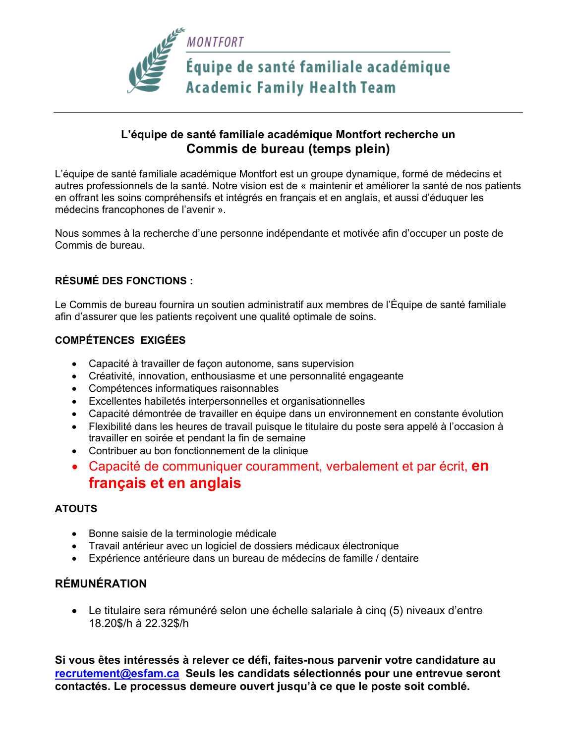MONTFORT

Équipe de santé familiale académique
Academic Family Health Team

---

## L'équipe de santé familiale académique Montfort recherche un
# Commis de bureau (temps plein)

L'équipe de santé familiale académique Montfort est un groupe dynamique, formé de médecins et autres professionnels de la santé. Notre vision est de « maintenir et améliorer la santé de nos patients en offrant les soins compréhensifs et intégrés en français et en anglais, et aussi d'éduquer les médecins francophones de l'avenir ».

Nous sommes à la recherche d'une personne indépendante et motivée afin d'occuper un poste de Commis de bureau.

### RÉSUMÉ DES FONCTIONS :

Le Commis de bureau fournira un soutien administratif aux membres de l'Équipe de santé familiale afin d'assurer que les patients reçoivent une qualité optimale de soins.

### COMPÉTENCES EXIGÉES

- Capacité à travailler de façon autonome, sans supervision
- Créativité, innovation, enthousiasme et une personnalité engageante
- Compétences informatiques raisonnables
- Excellentes habiletés interpersonnelles et organisationnelles
- Capacité démontrée de travailler en équipe dans un environnement en constante évolution
- Flexibilité dans les heures de travail puisque le titulaire du poste sera appelé à l'occasion à travailler en soirée et pendant la fin de semaine
- Contribuer au bon fonctionnement de la clinique
- Capacité de communiquer couramment, verbalement et par écrit, **en français et en anglais**

### ATOUTS

- Bonne saisie de la terminologie médicale
- Travail antérieur avec un logiciel de dossiers médicaux électronique
- Expérience antérieure dans un bureau de médecins de famille / dentaire

### RÉMUNÉRATION

- Le titulaire sera rémunéré selon une échelle salariale à cinq (5) niveaux d'entre 18.20$/h à 22.32$/h

**Si vous êtes intéressés à relever ce défi, faites-nous parvenir votre candidature au recrutement@esfam.ca Seuls les candidats sélectionnés pour une entrevue seront contactés. Le processus demeure ouvert jusqu'à ce que le poste soit comblé.**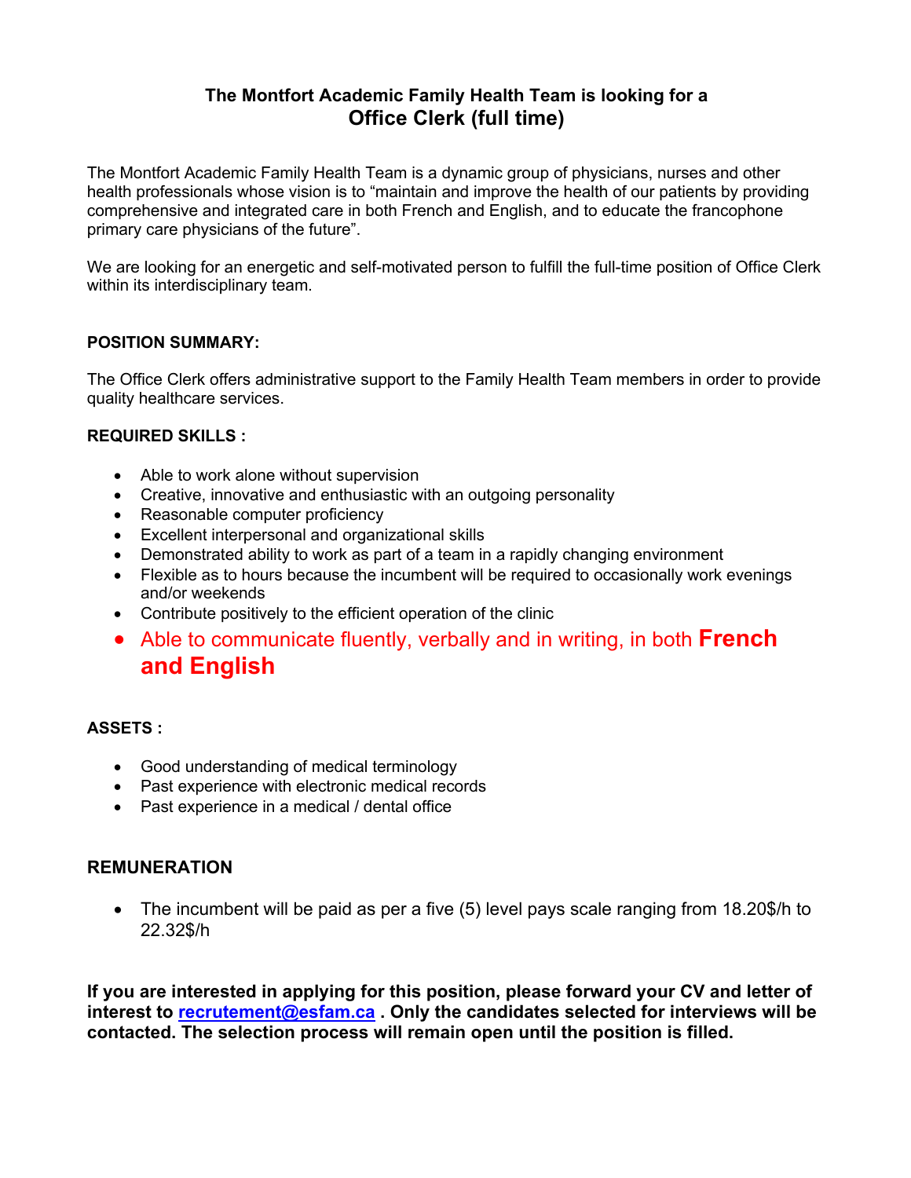**The Montfort Academic Family Health Team is looking for a**

# Office Clerk (full time)

The Montfort Academic Family Health Team is a dynamic group of physicians, nurses and other health professionals whose vision is to "maintain and improve the health of our patients by providing comprehensive and integrated care in both French and English, and to educate the francophone primary care physicians of the future".

We are looking for an energetic and self-motivated person to fulfill the full-time position of Office Clerk within its interdisciplinary team.

**POSITION SUMMARY:**

The Office Clerk offers administrative support to the Family Health Team members in order to provide quality healthcare services.

**REQUIRED SKILLS :**

- Able to work alone without supervision
- Creative, innovative and enthusiastic with an outgoing personality
- Reasonable computer proficiency
- Excellent interpersonal and organizational skills
- Demonstrated ability to work as part of a team in a rapidly changing environment
- Flexible as to hours because the incumbent will be required to occasionally work evenings and/or weekends
- Contribute positively to the efficient operation of the clinic
- Able to communicate fluently, verbally and in writing, in both **French and English**

**ASSETS :**

- Good understanding of medical terminology
- Past experience with electronic medical records
- Past experience in a medical / dental office

**REMUNERATION**

- The incumbent will be paid as per a five (5) level pays scale ranging from 18.20$/h to 22.32$/h

**If you are interested in applying for this position, please forward your CV and letter of interest to recrutement@esfam.ca . Only the candidates selected for interviews will be contacted. The selection process will remain open until the position is filled.**